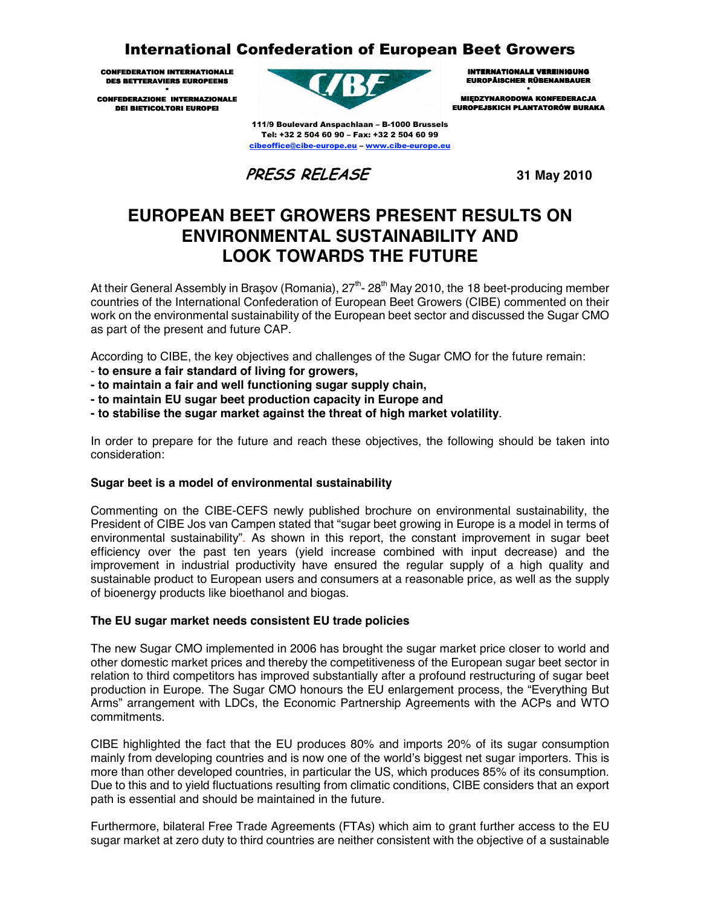# International Confederation of European Beet Growers

CONFEDERATION INTERNATIONALE DES BETTERAVIERS EUROPEENS
*
CONFEDERAZIONE INTERNAZIONALE DEI BIETICOLTORI EUROPEI

INTERNATIONALE VEREINIGUNG EUROPÄISCHER RÜBENANBAUER
*
MIĘDZYNARODOWA KONFEDERACJA EUROPEJSKICH PLANTATORÓW BURAKA

111/9 Boulevard Anspachlaan – B-1000 Brussels
Tel: +32 2 504 60 90 – Fax: +32 2 504 60 99
cibeoffice@cibe-europe.eu – www.cibe-europe.eu

*PRESS RELEASE* **31 May 2010**

## EUROPEAN BEET GROWERS PRESENT RESULTS ON ENVIRONMENTAL SUSTAINABILITY AND LOOK TOWARDS THE FUTURE

At their General Assembly in Braşov (Romania), 27th- 28th May 2010, the 18 beet-producing member countries of the International Confederation of European Beet Growers (CIBE) commented on their work on the environmental sustainability of the European beet sector and discussed the Sugar CMO as part of the present and future CAP.

According to CIBE, the key objectives and challenges of the Sugar CMO for the future remain:
- **to ensure a fair standard of living for growers,**
- **to maintain a fair and well functioning sugar supply chain,**
- **to maintain EU sugar beet production capacity in Europe and**
- **to stabilise the sugar market against the threat of high market volatility**.

In order to prepare for the future and reach these objectives, the following should be taken into consideration:

**Sugar beet is a model of environmental sustainability**

Commenting on the CIBE-CEFS newly published brochure on environmental sustainability, the President of CIBE Jos van Campen stated that "sugar beet growing in Europe is a model in terms of environmental sustainability". As shown in this report, the constant improvement in sugar beet efficiency over the past ten years (yield increase combined with input decrease) and the improvement in industrial productivity have ensured the regular supply of a high quality and sustainable product to European users and consumers at a reasonable price, as well as the supply of bioenergy products like bioethanol and biogas.

**The EU sugar market needs consistent EU trade policies**

The new Sugar CMO implemented in 2006 has brought the sugar market price closer to world and other domestic market prices and thereby the competitiveness of the European sugar beet sector in relation to third competitors has improved substantially after a profound restructuring of sugar beet production in Europe. The Sugar CMO honours the EU enlargement process, the "Everything But Arms" arrangement with LDCs, the Economic Partnership Agreements with the ACPs and WTO commitments.

CIBE highlighted the fact that the EU produces 80% and imports 20% of its sugar consumption mainly from developing countries and is now one of the world's biggest net sugar importers. This is more than other developed countries, in particular the US, which produces 85% of its consumption. Due to this and to yield fluctuations resulting from climatic conditions, CIBE considers that an export path is essential and should be maintained in the future.

Furthermore, bilateral Free Trade Agreements (FTAs) which aim to grant further access to the EU sugar market at zero duty to third countries are neither consistent with the objective of a sustainable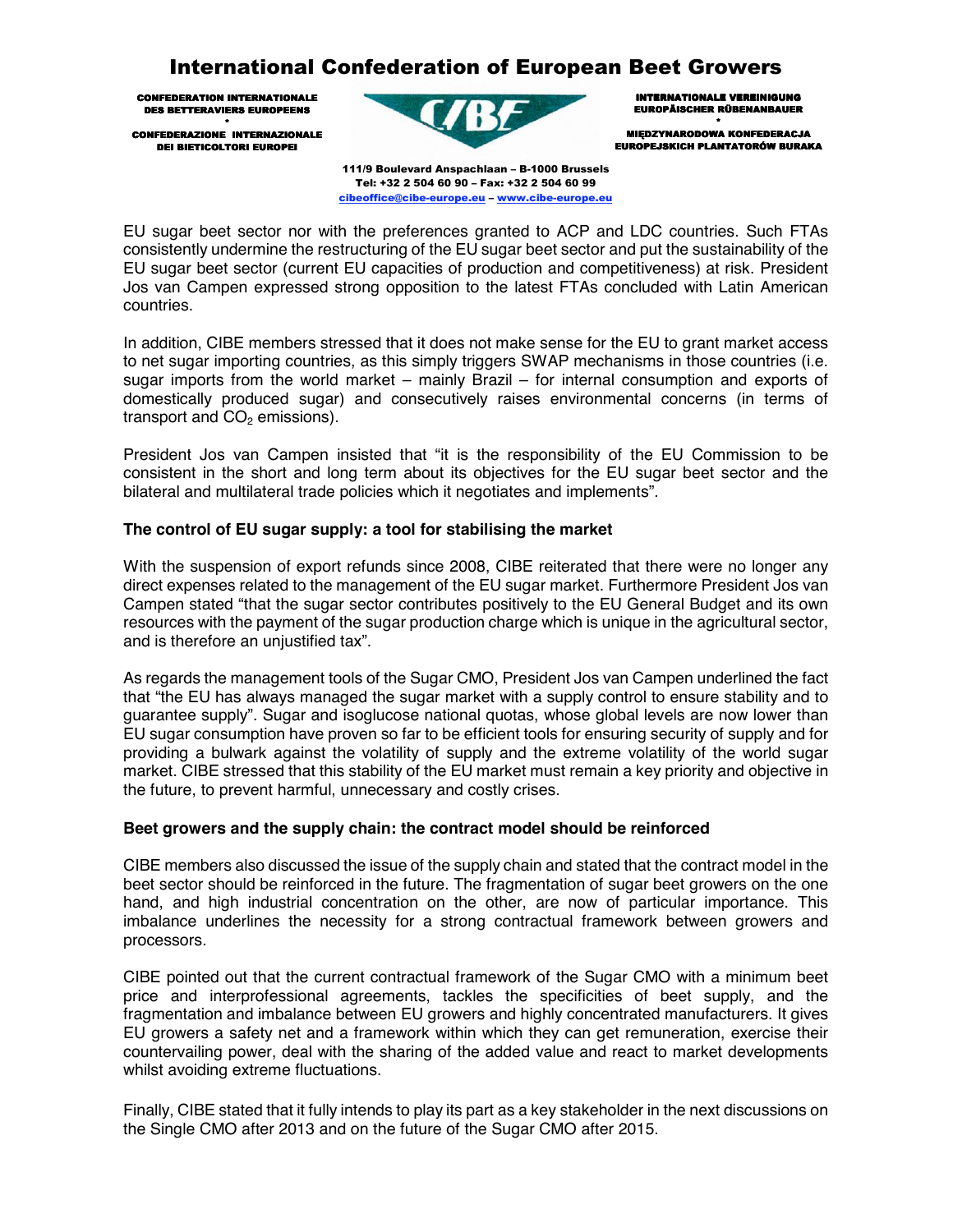EU sugar beet sector nor with the preferences granted to ACP and LDC countries. Such FTAs consistently undermine the restructuring of the EU sugar beet sector and put the sustainability of the EU sugar beet sector (current EU capacities of production and competitiveness) at risk. President Jos van Campen expressed strong opposition to the latest FTAs concluded with Latin American countries.

In addition, CIBE members stressed that it does not make sense for the EU to grant market access to net sugar importing countries, as this simply triggers SWAP mechanisms in those countries (i.e. sugar imports from the world market – mainly Brazil – for internal consumption and exports of domestically produced sugar) and consecutively raises environmental concerns (in terms of transport and $CO_2$ emissions).

President Jos van Campen insisted that "it is the responsibility of the EU Commission to be consistent in the short and long term about its objectives for the EU sugar beet sector and the bilateral and multilateral trade policies which it negotiates and implements".

**The control of EU sugar supply: a tool for stabilising the market**

With the suspension of export refunds since 2008, CIBE reiterated that there were no longer any direct expenses related to the management of the EU sugar market. Furthermore President Jos van Campen stated "that the sugar sector contributes positively to the EU General Budget and its own resources with the payment of the sugar production charge which is unique in the agricultural sector, and is therefore an unjustified tax".

As regards the management tools of the Sugar CMO, President Jos van Campen underlined the fact that "the EU has always managed the sugar market with a supply control to ensure stability and to guarantee supply". Sugar and isoglucose national quotas, whose global levels are now lower than EU sugar consumption have proven so far to be efficient tools for ensuring security of supply and for providing a bulwark against the volatility of supply and the extreme volatility of the world sugar market. CIBE stressed that this stability of the EU market must remain a key priority and objective in the future, to prevent harmful, unnecessary and costly crises.

**Beet growers and the supply chain: the contract model should be reinforced**

CIBE members also discussed the issue of the supply chain and stated that the contract model in the beet sector should be reinforced in the future. The fragmentation of sugar beet growers on the one hand, and high industrial concentration on the other, are now of particular importance. This imbalance underlines the necessity for a strong contractual framework between growers and processors.

CIBE pointed out that the current contractual framework of the Sugar CMO with a minimum beet price and interprofessional agreements, tackles the specificities of beet supply, and the fragmentation and imbalance between EU growers and highly concentrated manufacturers. It gives EU growers a safety net and a framework within which they can get remuneration, exercise their countervailing power, deal with the sharing of the added value and react to market developments whilst avoiding extreme fluctuations.

Finally, CIBE stated that it fully intends to play its part as a key stakeholder in the next discussions on the Single CMO after 2013 and on the future of the Sugar CMO after 2015.